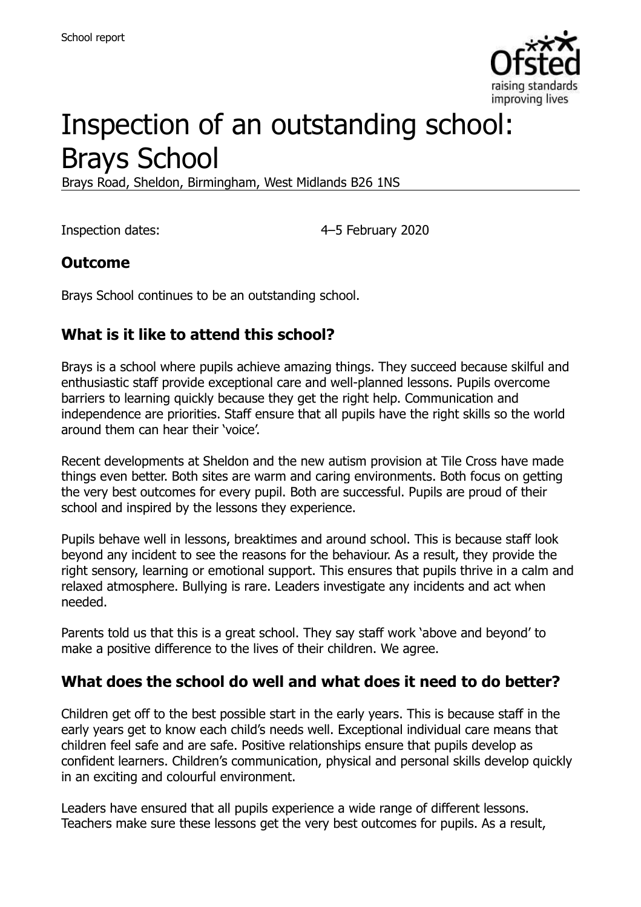School report

# Inspection of an outstanding school: Brays School

Brays Road, Sheldon, Birmingham, West Midlands B26 1NS

Inspection dates: 4–5 February 2020

## Outcome

Brays School continues to be an outstanding school.

## What is it like to attend this school?

Brays is a school where pupils achieve amazing things. They succeed because skilful and enthusiastic staff provide exceptional care and well-planned lessons. Pupils overcome barriers to learning quickly because they get the right help. Communication and independence are priorities. Staff ensure that all pupils have the right skills so the world around them can hear their 'voice'.

Recent developments at Sheldon and the new autism provision at Tile Cross have made things even better. Both sites are warm and caring environments. Both focus on getting the very best outcomes for every pupil. Both are successful. Pupils are proud of their school and inspired by the lessons they experience.

Pupils behave well in lessons, breaktimes and around school. This is because staff look beyond any incident to see the reasons for the behaviour. As a result, they provide the right sensory, learning or emotional support. This ensures that pupils thrive in a calm and relaxed atmosphere. Bullying is rare. Leaders investigate any incidents and act when needed.

Parents told us that this is a great school. They say staff work 'above and beyond' to make a positive difference to the lives of their children. We agree.

## What does the school do well and what does it need to do better?

Children get off to the best possible start in the early years. This is because staff in the early years get to know each child's needs well. Exceptional individual care means that children feel safe and are safe. Positive relationships ensure that pupils develop as confident learners. Children's communication, physical and personal skills develop quickly in an exciting and colourful environment.

Leaders have ensured that all pupils experience a wide range of different lessons. Teachers make sure these lessons get the very best outcomes for pupils. As a result,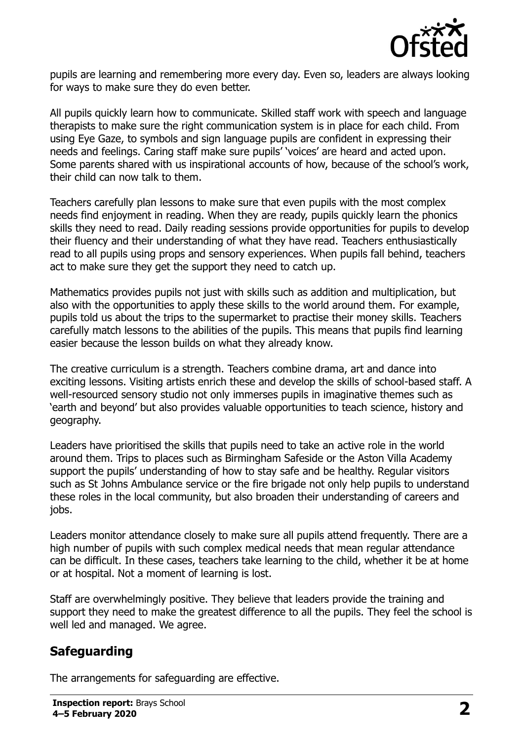pupils are learning and remembering more every day. Even so, leaders are always looking for ways to make sure they do even better.

All pupils quickly learn how to communicate. Skilled staff work with speech and language therapists to make sure the right communication system is in place for each child. From using Eye Gaze, to symbols and sign language pupils are confident in expressing their needs and feelings. Caring staff make sure pupils' 'voices' are heard and acted upon. Some parents shared with us inspirational accounts of how, because of the school's work, their child can now talk to them.

Teachers carefully plan lessons to make sure that even pupils with the most complex needs find enjoyment in reading. When they are ready, pupils quickly learn the phonics skills they need to read. Daily reading sessions provide opportunities for pupils to develop their fluency and their understanding of what they have read. Teachers enthusiastically read to all pupils using props and sensory experiences. When pupils fall behind, teachers act to make sure they get the support they need to catch up.

Mathematics provides pupils not just with skills such as addition and multiplication, but also with the opportunities to apply these skills to the world around them. For example, pupils told us about the trips to the supermarket to practise their money skills. Teachers carefully match lessons to the abilities of the pupils. This means that pupils find learning easier because the lesson builds on what they already know.

The creative curriculum is a strength. Teachers combine drama, art and dance into exciting lessons. Visiting artists enrich these and develop the skills of school-based staff. A well-resourced sensory studio not only immerses pupils in imaginative themes such as 'earth and beyond' but also provides valuable opportunities to teach science, history and geography.

Leaders have prioritised the skills that pupils need to take an active role in the world around them. Trips to places such as Birmingham Safeside or the Aston Villa Academy support the pupils' understanding of how to stay safe and be healthy. Regular visitors such as St Johns Ambulance service or the fire brigade not only help pupils to understand these roles in the local community, but also broaden their understanding of careers and jobs.

Leaders monitor attendance closely to make sure all pupils attend frequently. There are a high number of pupils with such complex medical needs that mean regular attendance can be difficult. In these cases, teachers take learning to the child, whether it be at home or at hospital. Not a moment of learning is lost.

Staff are overwhelmingly positive. They believe that leaders provide the training and support they need to make the greatest difference to all the pupils. They feel the school is well led and managed. We agree.

## Safeguarding

The arrangements for safeguarding are effective.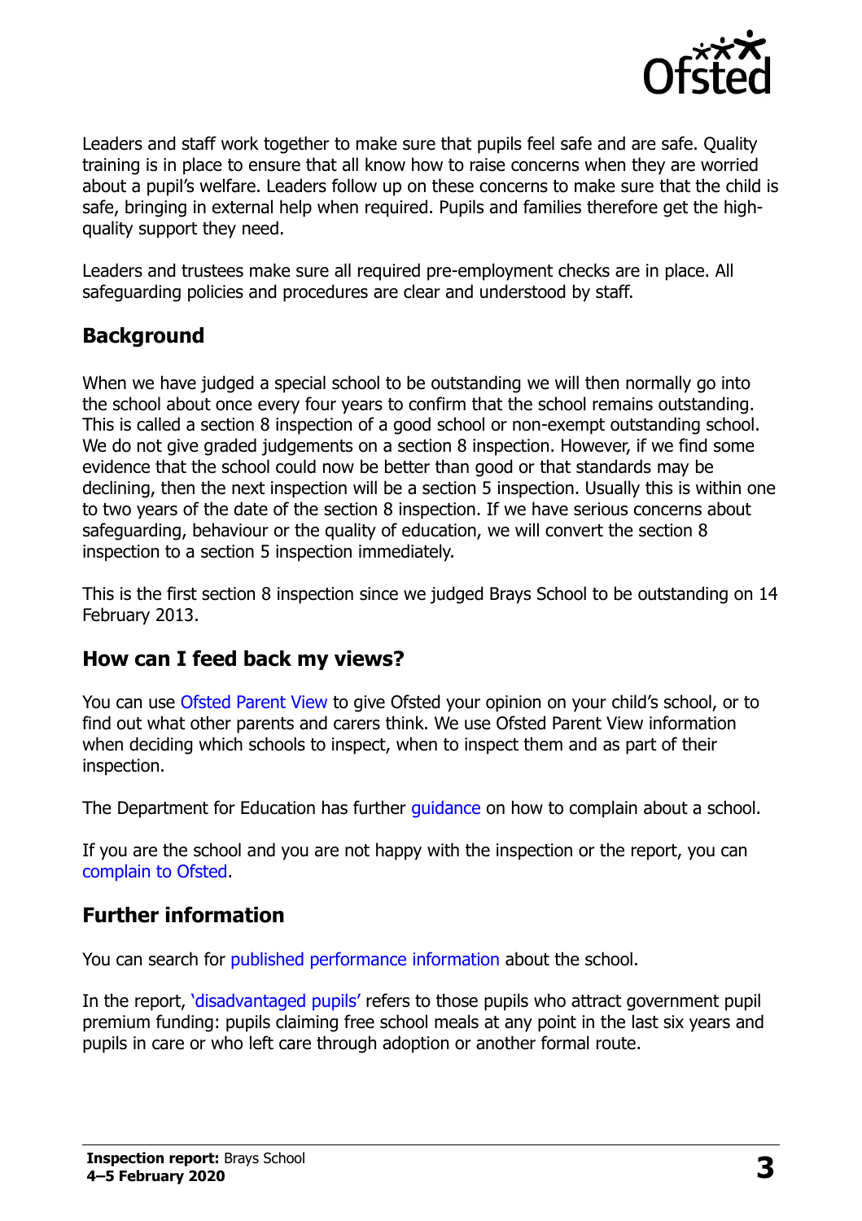Leaders and staff work together to make sure that pupils feel safe and are safe. Quality training is in place to ensure that all know how to raise concerns when they are worried about a pupil's welfare. Leaders follow up on these concerns to make sure that the child is safe, bringing in external help when required. Pupils and families therefore get the high-quality support they need.

Leaders and trustees make sure all required pre-employment checks are in place. All safeguarding policies and procedures are clear and understood by staff.

## Background

When we have judged a special school to be outstanding we will then normally go into the school about once every four years to confirm that the school remains outstanding. This is called a section 8 inspection of a good school or non-exempt outstanding school. We do not give graded judgements on a section 8 inspection. However, if we find some evidence that the school could now be better than good or that standards may be declining, then the next inspection will be a section 5 inspection. Usually this is within one to two years of the date of the section 8 inspection. If we have serious concerns about safeguarding, behaviour or the quality of education, we will convert the section 8 inspection to a section 5 inspection immediately.

This is the first section 8 inspection since we judged Brays School to be outstanding on 14 February 2013.

## How can I feed back my views?

You can use Ofsted Parent View to give Ofsted your opinion on your child's school, or to find out what other parents and carers think. We use Ofsted Parent View information when deciding which schools to inspect, when to inspect them and as part of their inspection.

The Department for Education has further guidance on how to complain about a school.

If you are the school and you are not happy with the inspection or the report, you can complain to Ofsted.

## Further information

You can search for published performance information about the school.

In the report, 'disadvantaged pupils' refers to those pupils who attract government pupil premium funding: pupils claiming free school meals at any point in the last six years and pupils in care or who left care through adoption or another formal route.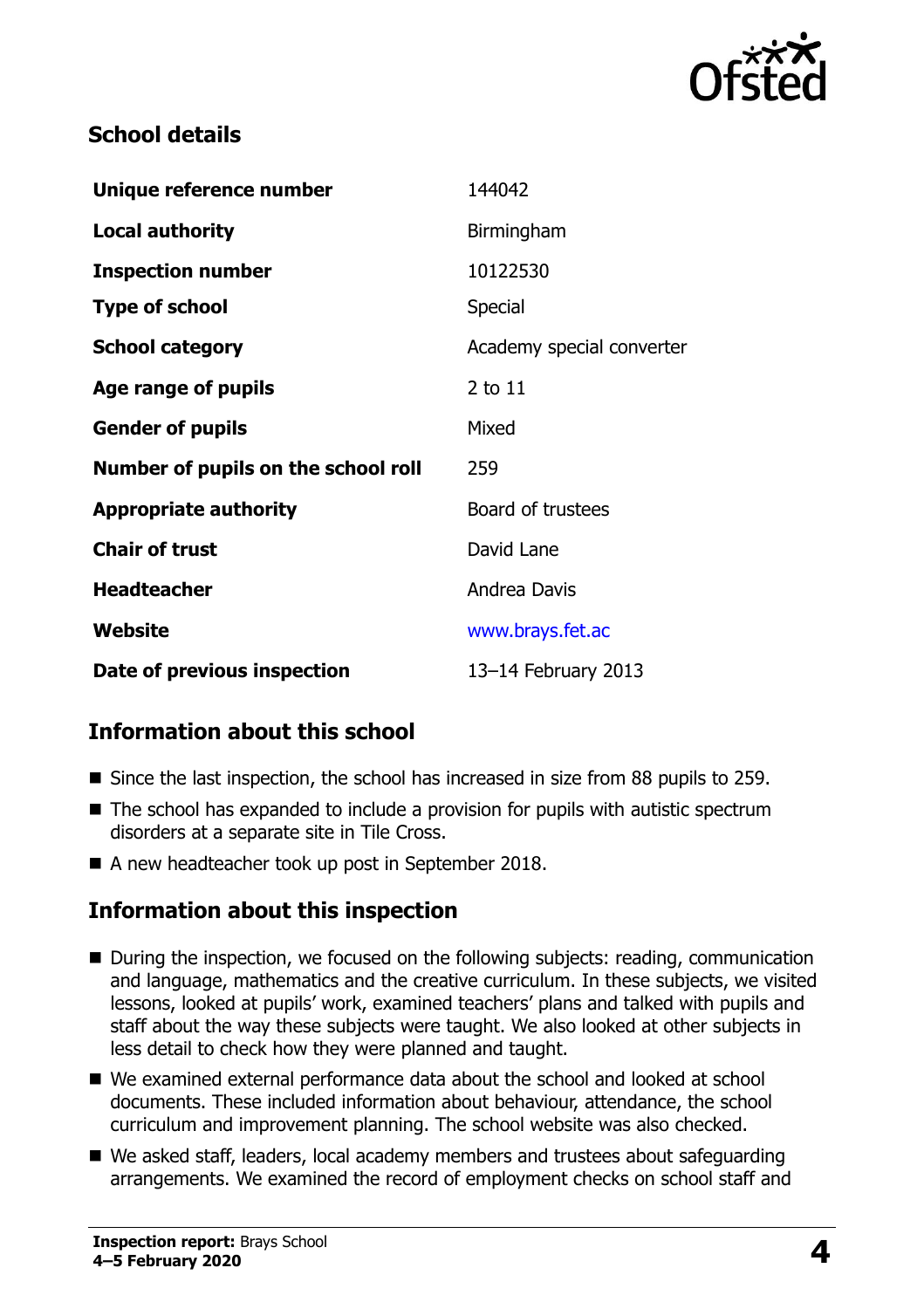## School details

| | |
|---|---|
| **Unique reference number** | 144042 |
| **Local authority** | Birmingham |
| **Inspection number** | 10122530 |
| **Type of school** | Special |
| **School category** | Academy special converter |
| **Age range of pupils** | 2 to 11 |
| **Gender of pupils** | Mixed |
| **Number of pupils on the school roll** | 259 |
| **Appropriate authority** | Board of trustees |
| **Chair of trust** | David Lane |
| **Headteacher** | Andrea Davis |
| **Website** | www.brays.fet.ac |
| **Date of previous inspection** | 13–14 February 2013 |

## Information about this school

- Since the last inspection, the school has increased in size from 88 pupils to 259.
- The school has expanded to include a provision for pupils with autistic spectrum disorders at a separate site in Tile Cross.
- A new headteacher took up post in September 2018.

## Information about this inspection

- During the inspection, we focused on the following subjects: reading, communication and language, mathematics and the creative curriculum. In these subjects, we visited lessons, looked at pupils' work, examined teachers' plans and talked with pupils and staff about the way these subjects were taught. We also looked at other subjects in less detail to check how they were planned and taught.
- We examined external performance data about the school and looked at school documents. These included information about behaviour, attendance, the school curriculum and improvement planning. The school website was also checked.
- We asked staff, leaders, local academy members and trustees about safeguarding arrangements. We examined the record of employment checks on school staff and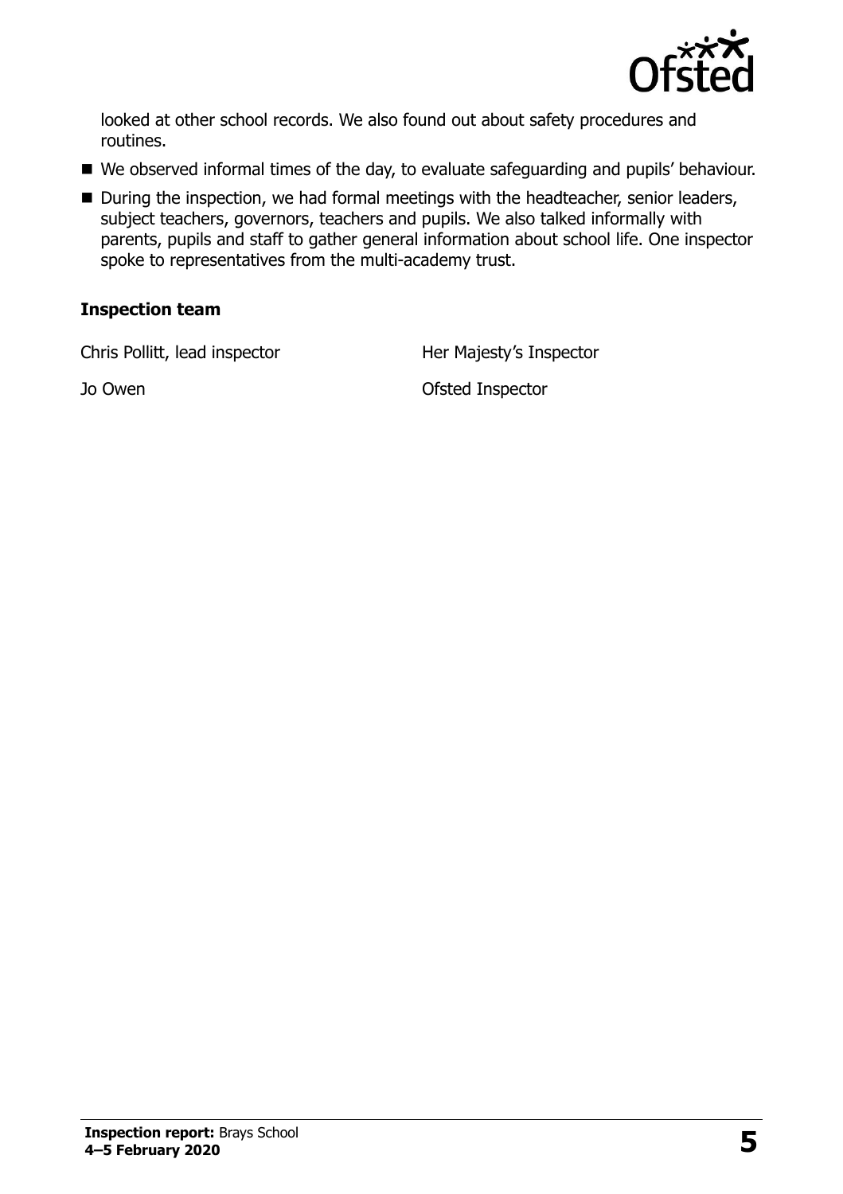looked at other school records. We also found out about safety procedures and routines.

- We observed informal times of the day, to evaluate safeguarding and pupils' behaviour.
- During the inspection, we had formal meetings with the headteacher, senior leaders, subject teachers, governors, teachers and pupils. We also talked informally with parents, pupils and staff to gather general information about school life. One inspector spoke to representatives from the multi-academy trust.

### Inspection team

| | |
|---|---|
| Chris Pollitt, lead inspector | Her Majesty's Inspector |
| Jo Owen | Ofsted Inspector |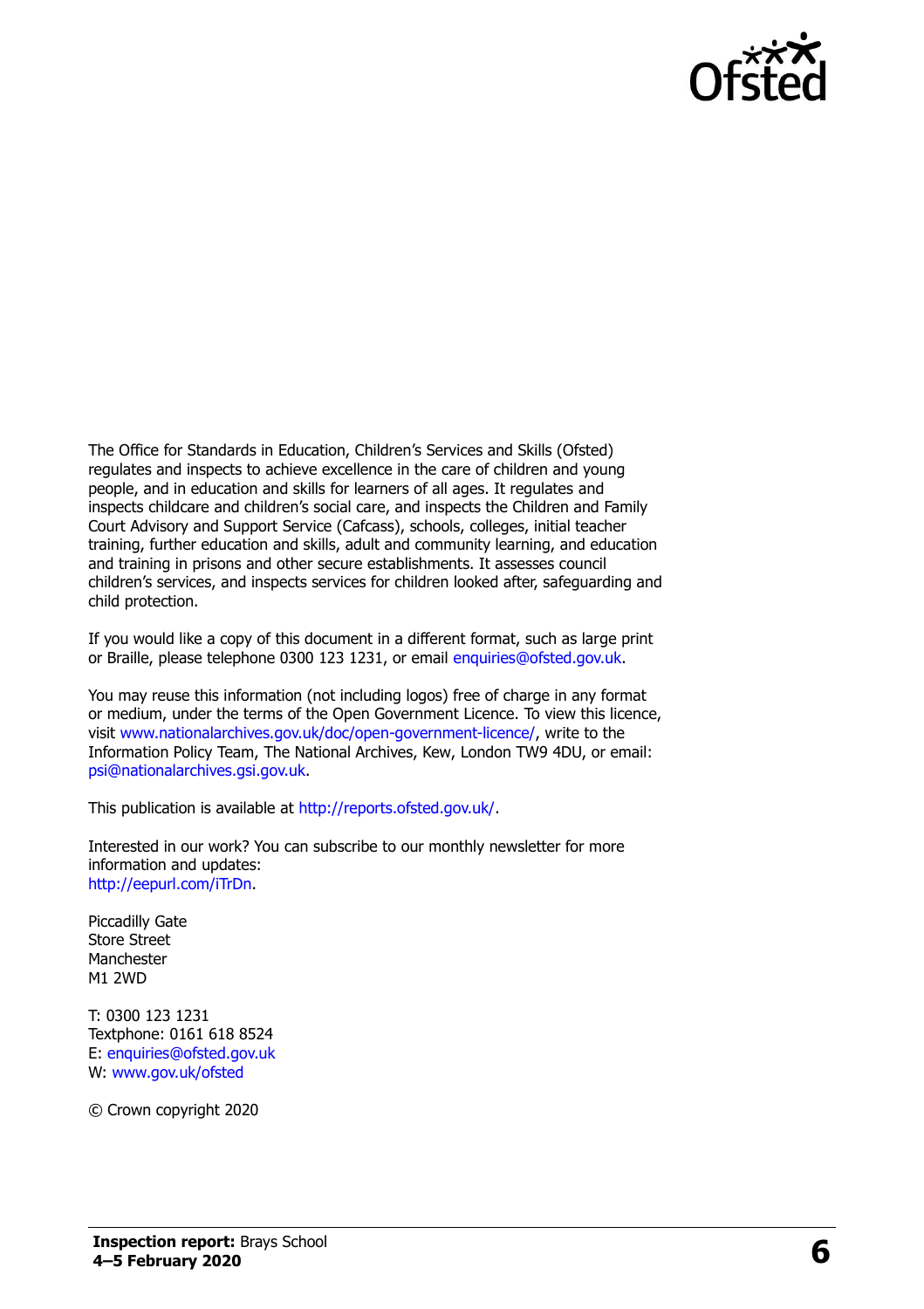The Office for Standards in Education, Children's Services and Skills (Ofsted) regulates and inspects to achieve excellence in the care of children and young people, and in education and skills for learners of all ages. It regulates and inspects childcare and children's social care, and inspects the Children and Family Court Advisory and Support Service (Cafcass), schools, colleges, initial teacher training, further education and skills, adult and community learning, and education and training in prisons and other secure establishments. It assesses council children's services, and inspects services for children looked after, safeguarding and child protection.

If you would like a copy of this document in a different format, such as large print or Braille, please telephone 0300 123 1231, or email enquiries@ofsted.gov.uk.

You may reuse this information (not including logos) free of charge in any format or medium, under the terms of the Open Government Licence. To view this licence, visit www.nationalarchives.gov.uk/doc/open-government-licence/, write to the Information Policy Team, The National Archives, Kew, London TW9 4DU, or email: psi@nationalarchives.gsi.gov.uk.

This publication is available at http://reports.ofsted.gov.uk/.

Interested in our work? You can subscribe to our monthly newsletter for more information and updates:
http://eepurl.com/iTrDn.

Piccadilly Gate
Store Street
Manchester
M1 2WD

T: 0300 123 1231
Textphone: 0161 618 8524
E: enquiries@ofsted.gov.uk
W: www.gov.uk/ofsted

© Crown copyright 2020